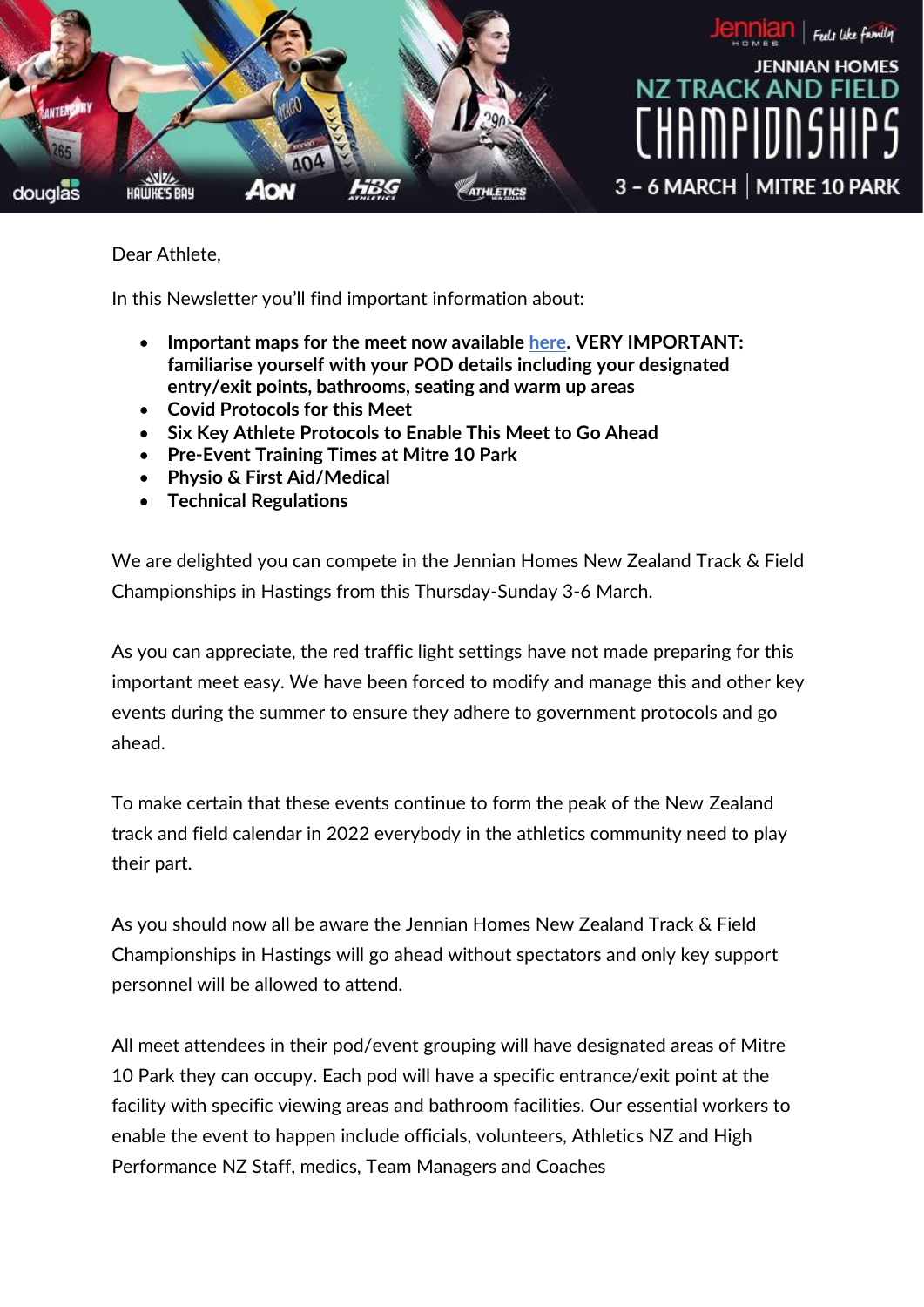Dear Athlete,

In this Newsletter you'll find important information about:

- **Important maps for the meet now available here. VERY IMPORTANT: familiarise yourself with your POD details including your designated entry/exit points, bathrooms, seating and warm up areas**
- **Covid Protocols for this Meet**
- **Six Key Athlete Protocols to Enable This Meet to Go Ahead**
- **Pre-Event Training Times at Mitre 10 Park**
- **Physio & First Aid/Medical**
- **Technical Regulations**

We are delighted you can compete in the Jennian Homes New Zealand Track & Field Championships in Hastings from this Thursday-Sunday 3-6 March.

As you can appreciate, the red traffic light settings have not made preparing for this important meet easy. We have been forced to modify and manage this and other key events during the summer to ensure they adhere to government protocols and go ahead.

To make certain that these events continue to form the peak of the New Zealand track and field calendar in 2022 everybody in the athletics community need to play their part.

As you should now all be aware the Jennian Homes New Zealand Track & Field Championships in Hastings will go ahead without spectators and only key support personnel will be allowed to attend.

All meet attendees in their pod/event grouping will have designated areas of Mitre 10 Park they can occupy. Each pod will have a specific entrance/exit point at the facility with specific viewing areas and bathroom facilities. Our essential workers to enable the event to happen include officials, volunteers, Athletics NZ and High Performance NZ Staff, medics, Team Managers and Coaches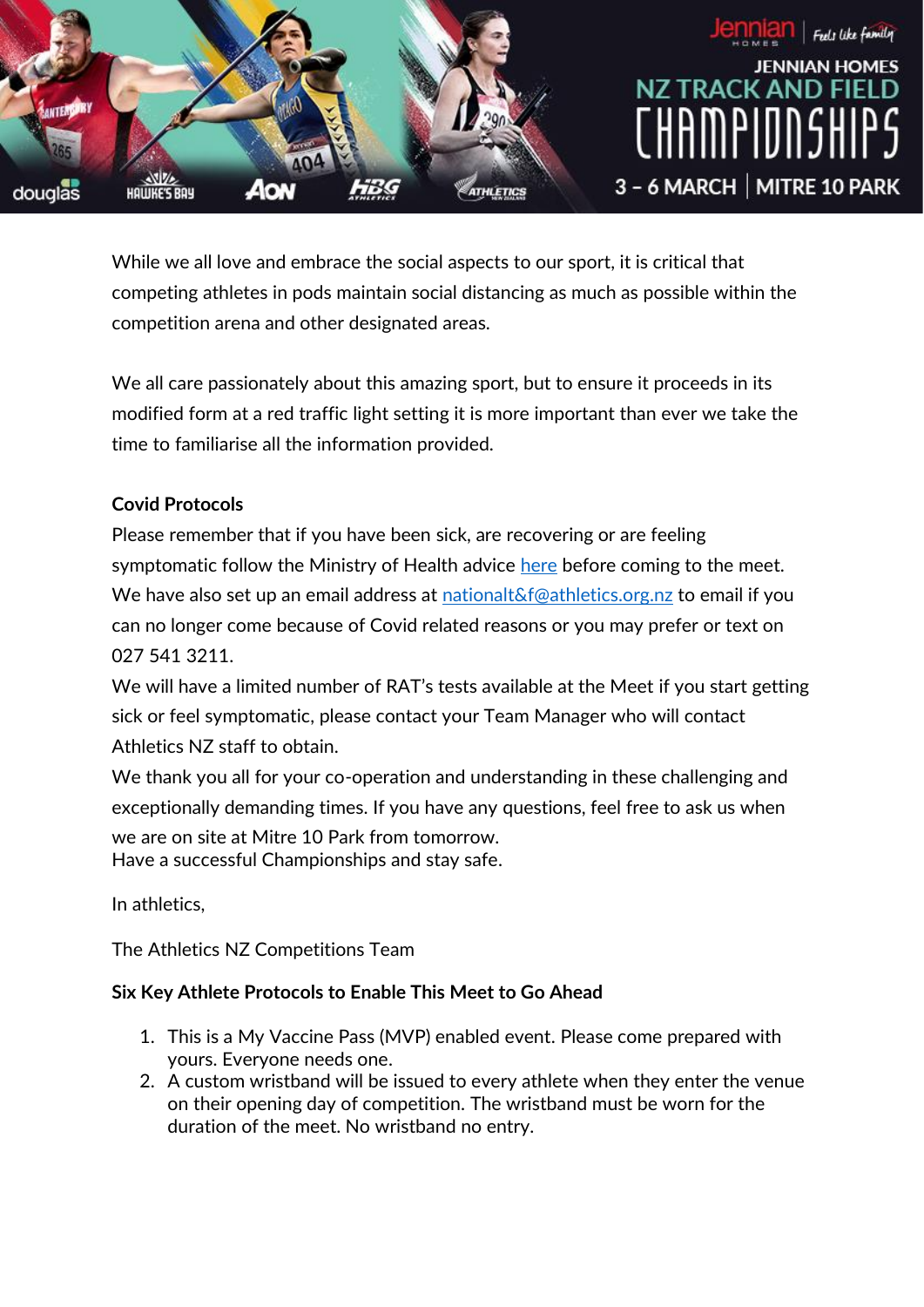While we all love and embrace the social aspects to our sport, it is critical that competing athletes in pods maintain social distancing as much as possible within the competition arena and other designated areas.

We all care passionately about this amazing sport, but to ensure it proceeds in its modified form at a red traffic light setting it is more important than ever we take the time to familiarise all the information provided.

**Covid Protocols**

Please remember that if you have been sick, are recovering or are feeling symptomatic follow the Ministry of Health advice here before coming to the meet. We have also set up an email address at nationalt&f@athletics.org.nz to email if you can no longer come because of Covid related reasons or you may prefer or text on 027 541 3211.

We will have a limited number of RAT's tests available at the Meet if you start getting sick or feel symptomatic, please contact your Team Manager who will contact Athletics NZ staff to obtain.

We thank you all for your co-operation and understanding in these challenging and exceptionally demanding times. If you have any questions, feel free to ask us when we are on site at Mitre 10 Park from tomorrow.

Have a successful Championships and stay safe.

In athletics,

The Athletics NZ Competitions Team

**Six Key Athlete Protocols to Enable This Meet to Go Ahead**

1. This is a My Vaccine Pass (MVP) enabled event. Please come prepared with yours. Everyone needs one.
2. A custom wristband will be issued to every athlete when they enter the venue on their opening day of competition. The wristband must be worn for the duration of the meet. No wristband no entry.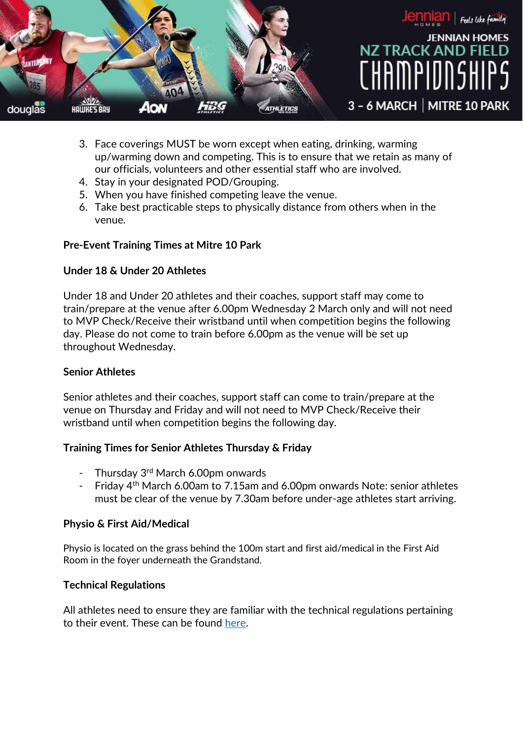3. Face coverings MUST be worn except when eating, drinking, warming up/warming down and competing. This is to ensure that we retain as many of our officials, volunteers and other essential staff who are involved.
4. Stay in your designated POD/Grouping.
5. When you have finished competing leave the venue.
6. Take best practicable steps to physically distance from others when in the venue.

**Pre-Event Training Times at Mitre 10 Park**

**Under 18 & Under 20 Athletes**

Under 18 and Under 20 athletes and their coaches, support staff may come to train/prepare at the venue after 6.00pm Wednesday 2 March only and will not need to MVP Check/Receive their wristband until when competition begins the following day. Please do not come to train before 6.00pm as the venue will be set up throughout Wednesday.

**Senior Athletes**

Senior athletes and their coaches, support staff can come to train/prepare at the venue on Thursday and Friday and will not need to MVP Check/Receive their wristband until when competition begins the following day.

**Training Times for Senior Athletes Thursday & Friday**

- Thursday 3rd March 6.00pm onwards
- Friday 4th March 6.00am to 7.15am and 6.00pm onwards Note: senior athletes must be clear of the venue by 7.30am before under-age athletes start arriving.

**Physio & First Aid/Medical**

Physio is located on the grass behind the 100m start and first aid/medical in the First Aid Room in the foyer underneath the Grandstand.

**Technical Regulations**

All athletes need to ensure they are familiar with the technical regulations pertaining to their event. These can be found here.